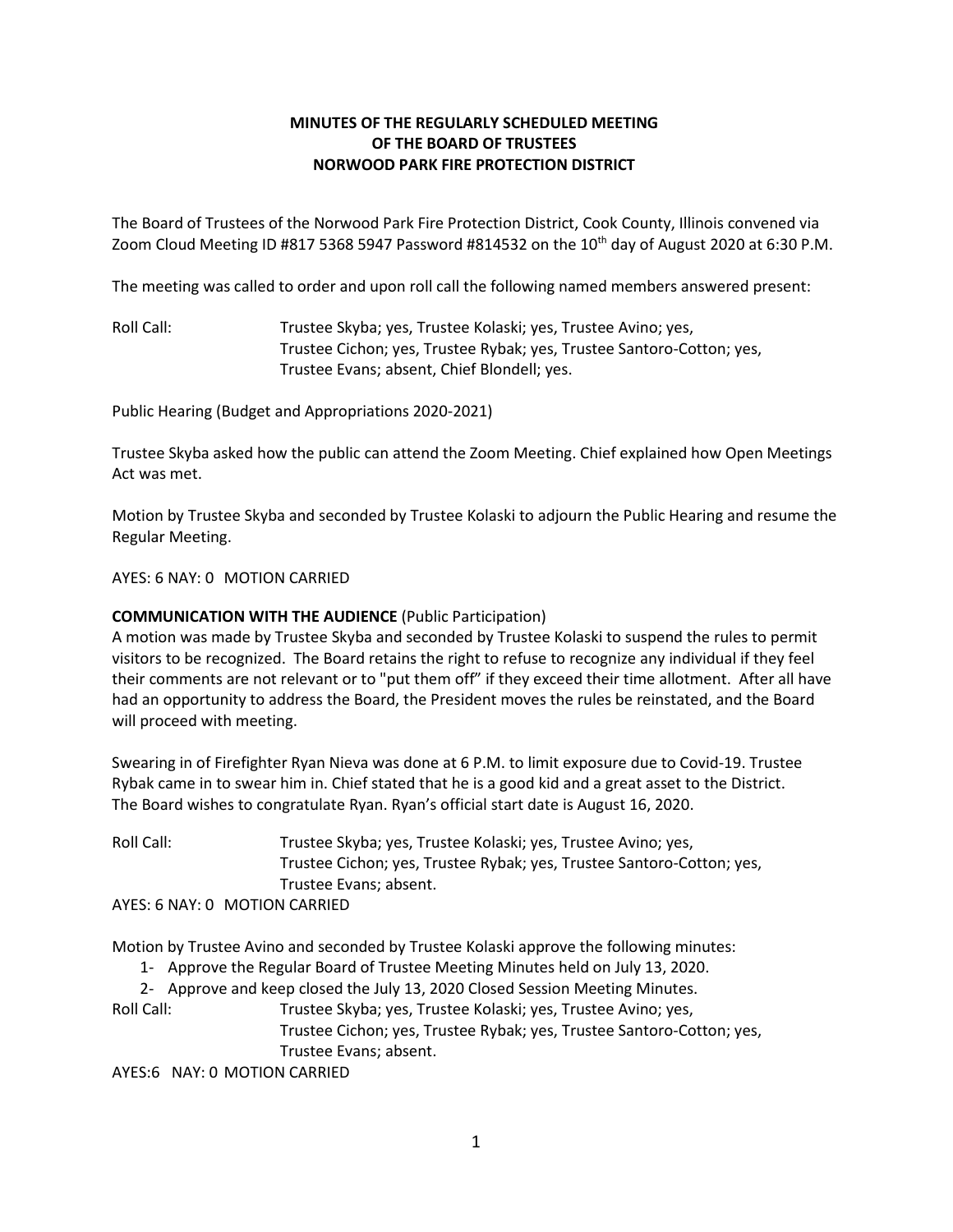**MINUTES OF THE REGULARLY SCHEDULED MEETING
OF THE BOARD OF TRUSTEES
NORWOOD PARK FIRE PROTECTION DISTRICT**

The Board of Trustees of the Norwood Park Fire Protection District, Cook County, Illinois convened via Zoom Cloud Meeting ID #817 5368 5947 Password #814532 on the 10th day of August 2020 at 6:30 P.M.

The meeting was called to order and upon roll call the following named members answered present:

Roll Call: Trustee Skyba; yes, Trustee Kolaski; yes, Trustee Avino; yes, Trustee Cichon; yes, Trustee Rybak; yes, Trustee Santoro-Cotton; yes, Trustee Evans; absent, Chief Blondell; yes.

Public Hearing (Budget and Appropriations 2020-2021)

Trustee Skyba asked how the public can attend the Zoom Meeting. Chief explained how Open Meetings Act was met.

Motion by Trustee Skyba and seconded by Trustee Kolaski to adjourn the Public Hearing and resume the Regular Meeting.

AYES: 6 NAY: 0 MOTION CARRIED

**COMMUNICATION WITH THE AUDIENCE** (Public Participation)
A motion was made by Trustee Skyba and seconded by Trustee Kolaski to suspend the rules to permit visitors to be recognized. The Board retains the right to refuse to recognize any individual if they feel their comments are not relevant or to "put them off" if they exceed their time allotment. After all have had an opportunity to address the Board, the President moves the rules be reinstated, and the Board will proceed with meeting.

Swearing in of Firefighter Ryan Nieva was done at 6 P.M. to limit exposure due to Covid-19. Trustee Rybak came in to swear him in. Chief stated that he is a good kid and a great asset to the District. The Board wishes to congratulate Ryan. Ryan's official start date is August 16, 2020.

Roll Call: Trustee Skyba; yes, Trustee Kolaski; yes, Trustee Avino; yes, Trustee Cichon; yes, Trustee Rybak; yes, Trustee Santoro-Cotton; yes, Trustee Evans; absent.

AYES: 6 NAY: 0 MOTION CARRIED

Motion by Trustee Avino and seconded by Trustee Kolaski approve the following minutes:

1- Approve the Regular Board of Trustee Meeting Minutes held on July 13, 2020.
2- Approve and keep closed the July 13, 2020 Closed Session Meeting Minutes.

Roll Call: Trustee Skyba; yes, Trustee Kolaski; yes, Trustee Avino; yes, Trustee Cichon; yes, Trustee Rybak; yes, Trustee Santoro-Cotton; yes, Trustee Evans; absent.

AYES:6 NAY: 0 MOTION CARRIED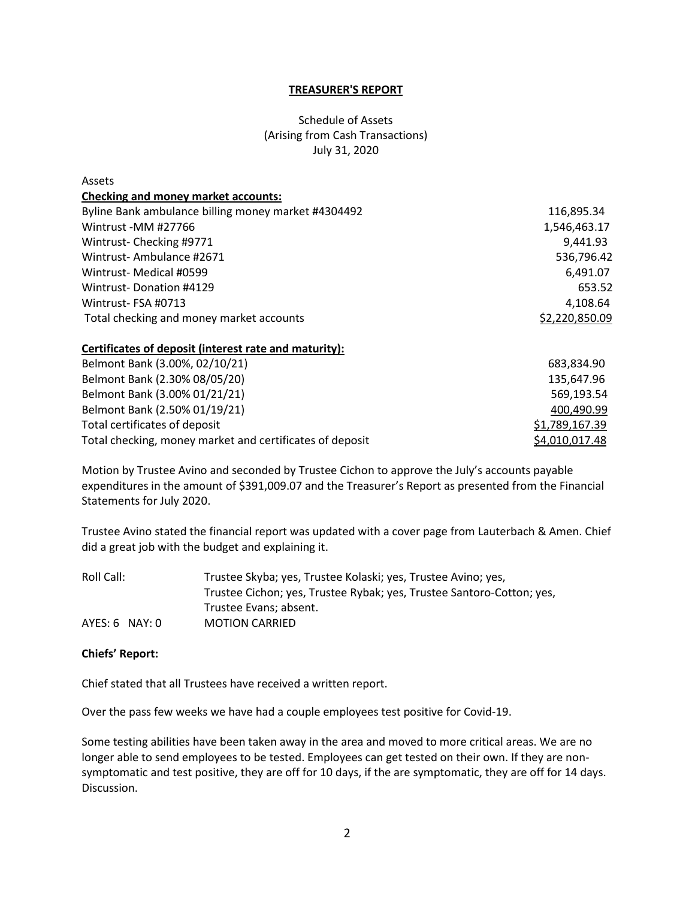**TREASURER'S REPORT**

Schedule of Assets
(Arising from Cash Transactions)
July 31, 2020

Assets

| **Checking and money market accounts:** | |
|---|---|
| Byline Bank ambulance billing money market #4304492 | 116,895.34 |
| Wintrust -MM #27766 | 1,546,463.17 |
| Wintrust- Checking #9771 | 9,441.93 |
| Wintrust- Ambulance #2671 | 536,796.42 |
| Wintrust- Medical #0599 | 6,491.07 |
| Wintrust- Donation #4129 | 653.52 |
| Wintrust- FSA #0713 | 4,108.64 |
| Total checking and money market accounts | $2,220,850.09 |
| **Certificates of deposit (interest rate and maturity):** | |
| Belmont Bank (3.00%, 02/10/21) | 683,834.90 |
| Belmont Bank (2.30% 08/05/20) | 135,647.96 |
| Belmont Bank (3.00% 01/21/21) | 569,193.54 |
| Belmont Bank (2.50% 01/19/21) | 400,490.99 |
| Total certificates of deposit | $1,789,167.39 |
| Total checking, money market and certificates of deposit | $4,010,017.48 |

Motion by Trustee Avino and seconded by Trustee Cichon to approve the July's accounts payable expenditures in the amount of $391,009.07 and the Treasurer's Report as presented from the Financial Statements for July 2020.

Trustee Avino stated the financial report was updated with a cover page from Lauterbach & Amen. Chief did a great job with the budget and explaining it.

Roll Call: Trustee Skyba; yes, Trustee Kolaski; yes, Trustee Avino; yes, Trustee Cichon; yes, Trustee Rybak; yes, Trustee Santoro-Cotton; yes, Trustee Evans; absent.

AYES: 6 NAY: 0 MOTION CARRIED

**Chiefs' Report:**

Chief stated that all Trustees have received a written report.

Over the pass few weeks we have had a couple employees test positive for Covid-19.

Some testing abilities have been taken away in the area and moved to more critical areas. We are no longer able to send employees to be tested. Employees can get tested on their own. If they are non-symptomatic and test positive, they are off for 10 days, if the are symptomatic, they are off for 14 days. Discussion.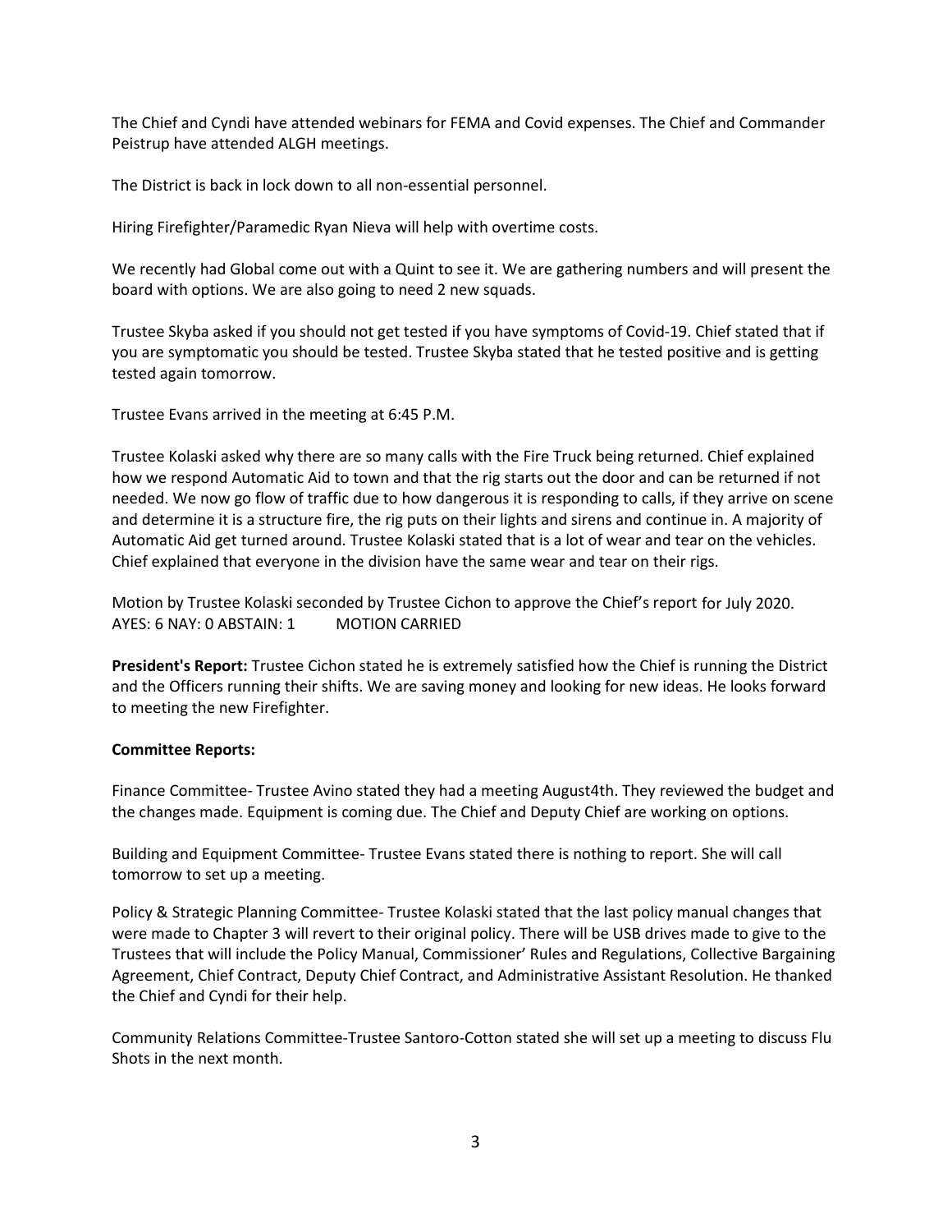The Chief and Cyndi have attended webinars for FEMA and Covid expenses. The Chief and Commander Peistrup have attended ALGH meetings.

The District is back in lock down to all non-essential personnel.

Hiring Firefighter/Paramedic Ryan Nieva will help with overtime costs.

We recently had Global come out with a Quint to see it. We are gathering numbers and will present the board with options. We are also going to need 2 new squads.

Trustee Skyba asked if you should not get tested if you have symptoms of Covid-19. Chief stated that if you are symptomatic you should be tested. Trustee Skyba stated that he tested positive and is getting tested again tomorrow.

Trustee Evans arrived in the meeting at 6:45 P.M.

Trustee Kolaski asked why there are so many calls with the Fire Truck being returned. Chief explained how we respond Automatic Aid to town and that the rig starts out the door and can be returned if not needed. We now go flow of traffic due to how dangerous it is responding to calls, if they arrive on scene and determine it is a structure fire, the rig puts on their lights and sirens and continue in. A majority of Automatic Aid get turned around. Trustee Kolaski stated that is a lot of wear and tear on the vehicles. Chief explained that everyone in the division have the same wear and tear on their rigs.

Motion by Trustee Kolaski seconded by Trustee Cichon to approve the Chief's report for July 2020.
AYES: 6 NAY: 0 ABSTAIN: 1 MOTION CARRIED

**President's Report:** Trustee Cichon stated he is extremely satisfied how the Chief is running the District and the Officers running their shifts. We are saving money and looking for new ideas. He looks forward to meeting the new Firefighter.

**Committee Reports:**

Finance Committee- Trustee Avino stated they had a meeting August4th. They reviewed the budget and the changes made. Equipment is coming due. The Chief and Deputy Chief are working on options.

Building and Equipment Committee- Trustee Evans stated there is nothing to report. She will call tomorrow to set up a meeting.

Policy & Strategic Planning Committee- Trustee Kolaski stated that the last policy manual changes that were made to Chapter 3 will revert to their original policy. There will be USB drives made to give to the Trustees that will include the Policy Manual, Commissioner' Rules and Regulations, Collective Bargaining Agreement, Chief Contract, Deputy Chief Contract, and Administrative Assistant Resolution. He thanked the Chief and Cyndi for their help.

Community Relations Committee-Trustee Santoro-Cotton stated she will set up a meeting to discuss Flu Shots in the next month.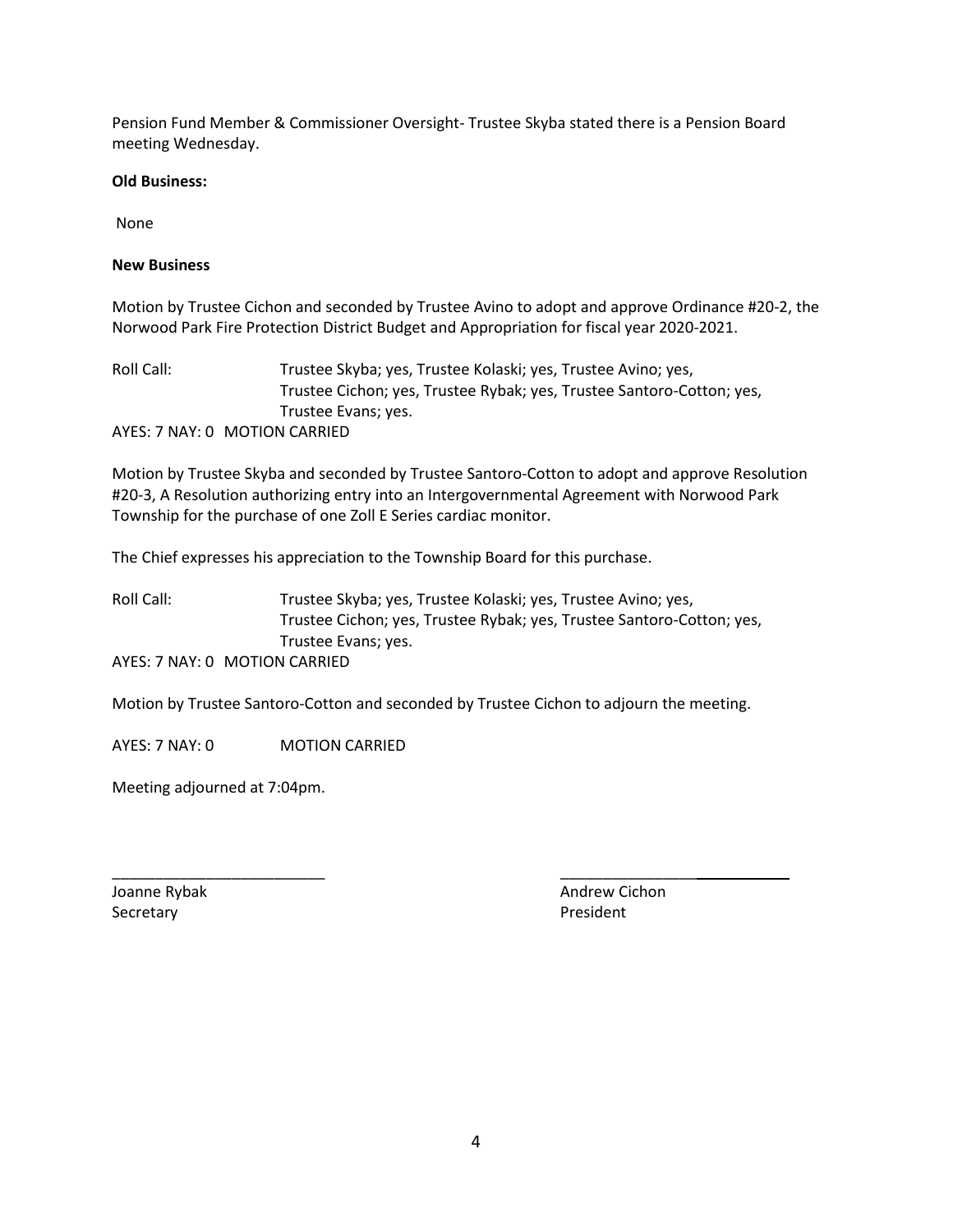Pension Fund Member & Commissioner Oversight- Trustee Skyba stated there is a Pension Board meeting Wednesday.

**Old Business:**

None

**New Business**

Motion by Trustee Cichon and seconded by Trustee Avino to adopt and approve Ordinance #20-2, the Norwood Park Fire Protection District Budget and Appropriation for fiscal year 2020-2021.

Roll Call: Trustee Skyba; yes, Trustee Kolaski; yes, Trustee Avino; yes, Trustee Cichon; yes, Trustee Rybak; yes, Trustee Santoro-Cotton; yes, Trustee Evans; yes.

AYES: 7 NAY: 0 MOTION CARRIED

Motion by Trustee Skyba and seconded by Trustee Santoro-Cotton to adopt and approve Resolution #20-3, A Resolution authorizing entry into an Intergovernmental Agreement with Norwood Park Township for the purchase of one Zoll E Series cardiac monitor.

The Chief expresses his appreciation to the Township Board for this purchase.

Roll Call: Trustee Skyba; yes, Trustee Kolaski; yes, Trustee Avino; yes, Trustee Cichon; yes, Trustee Rybak; yes, Trustee Santoro-Cotton; yes, Trustee Evans; yes.

AYES: 7 NAY: 0 MOTION CARRIED

Motion by Trustee Santoro-Cotton and seconded by Trustee Cichon to adjourn the meeting.

AYES: 7 NAY: 0 MOTION CARRIED

Meeting adjourned at 7:04pm.

_________________________
Joanne Rybak
Secretary

_________________________
Andrew Cichon
President